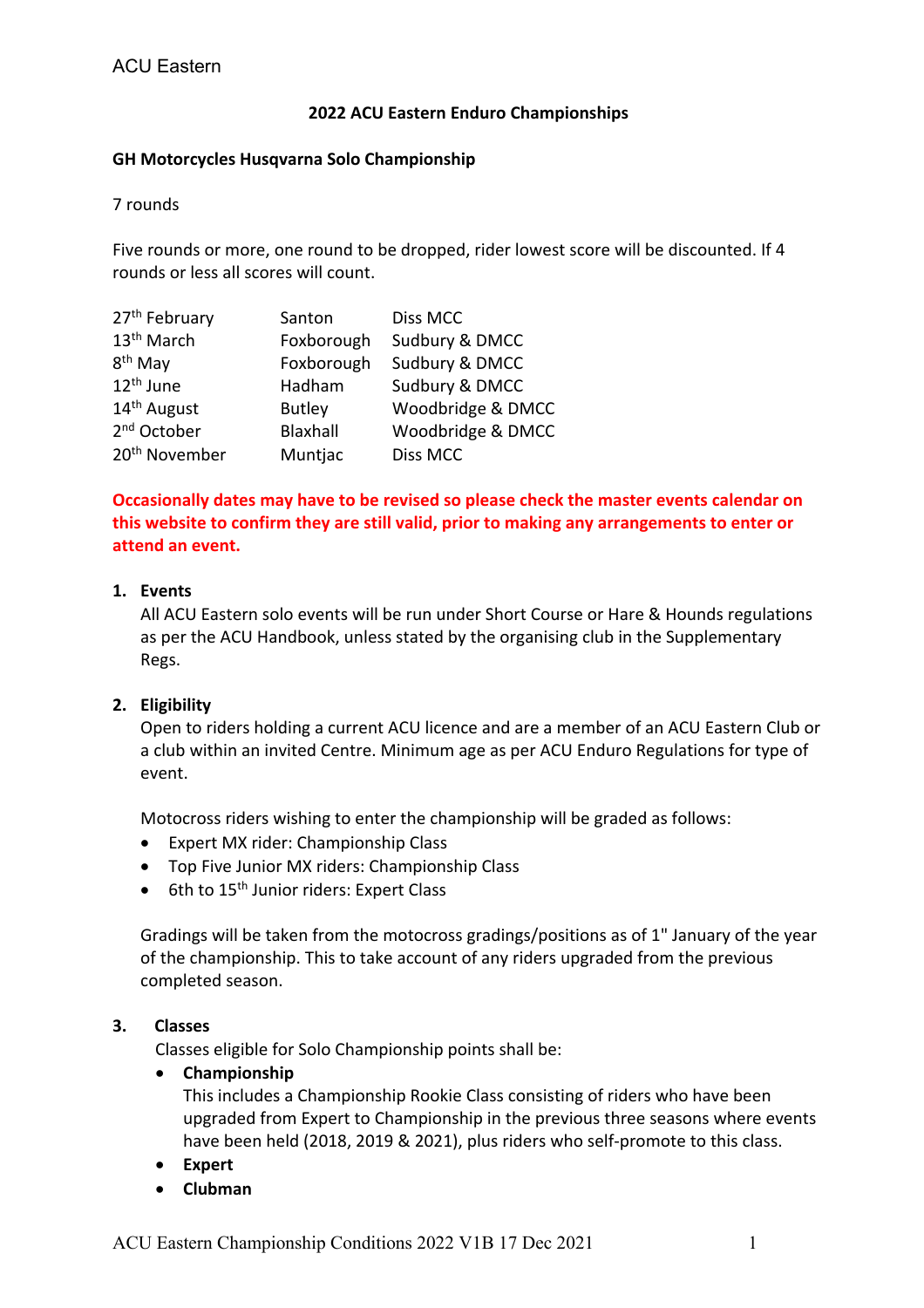# 2022 ACU Eastern Enduro Championships

## GH Motorcycles Husqvarna Solo Championship

7 rounds

Five rounds or more, one round to be dropped, rider lowest score will be discounted. If 4 rounds or less all scores will count.

| | | |
|---|---|---|
| 27th February | Santon | Diss MCC |
| 13th March | Foxborough | Sudbury & DMCC |
| 8th May | Foxborough | Sudbury & DMCC |
| 12th June | Hadham | Sudbury & DMCC |
| 14th August | Butley | Woodbridge & DMCC |
| 2nd October | Blaxhall | Woodbridge & DMCC |
| 20th November | Muntjac | Diss MCC |

**Occasionally dates may have to be revised so please check the master events calendar on this website to confirm they are still valid, prior to making any arrangements to enter or attend an event.**

1. **Events**
   All ACU Eastern solo events will be run under Short Course or Hare & Hounds regulations as per the ACU Handbook, unless stated by the organising club in the Supplementary Regs.

2. **Eligibility**
   Open to riders holding a current ACU licence and are a member of an ACU Eastern Club or a club within an invited Centre. Minimum age as per ACU Enduro Regulations for type of event.

   Motocross riders wishing to enter the championship will be graded as follows:
   - Expert MX rider: Championship Class
   - Top Five Junior MX riders: Championship Class
   - 6th to 15th Junior riders: Expert Class

   Gradings will be taken from the motocross gradings/positions as of 1" January of the year of the championship. This to take account of any riders upgraded from the previous completed season.

3. **Classes**
   Classes eligible for Solo Championship points shall be:
   - **Championship**
     This includes a Championship Rookie Class consisting of riders who have been upgraded from Expert to Championship in the previous three seasons where events have been held (2018, 2019 & 2021), plus riders who self-promote to this class.
   - **Expert**
   - **Clubman**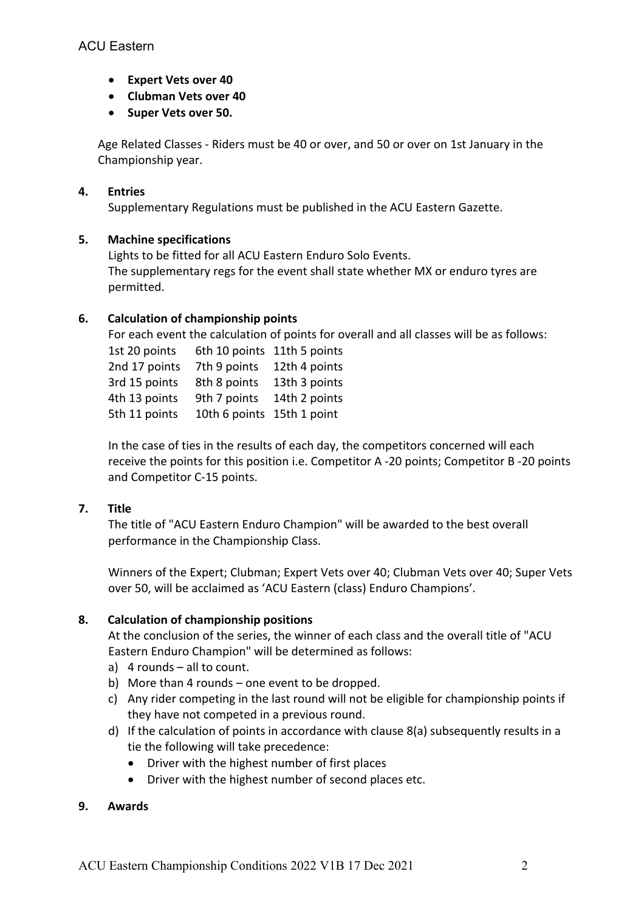- **Expert Vets over 40**
- **Clubman Vets over 40**
- **Super Vets over 50.**

Age Related Classes - Riders must be 40 or over, and 50 or over on 1st January in the Championship year.

## 4. Entries

Supplementary Regulations must be published in the ACU Eastern Gazette.

## 5. Machine specifications

Lights to be fitted for all ACU Eastern Enduro Solo Events.
The supplementary regs for the event shall state whether MX or enduro tyres are permitted.

## 6. Calculation of championship points

For each event the calculation of points for overall and all classes will be as follows:

| | | |
|---|---|---|
| 1st 20 points | 6th 10 points | 11th 5 points |
| 2nd 17 points | 7th 9 points | 12th 4 points |
| 3rd 15 points | 8th 8 points | 13th 3 points |
| 4th 13 points | 9th 7 points | 14th 2 points |
| 5th 11 points | 10th 6 points | 15th 1 point |

In the case of ties in the results of each day, the competitors concerned will each receive the points for this position i.e. Competitor A -20 points; Competitor B -20 points and Competitor C-15 points.

## 7. Title

The title of "ACU Eastern Enduro Champion" will be awarded to the best overall performance in the Championship Class.

Winners of the Expert; Clubman; Expert Vets over 40; Clubman Vets over 40; Super Vets over 50, will be acclaimed as 'ACU Eastern (class) Enduro Champions'.

## 8. Calculation of championship positions

At the conclusion of the series, the winner of each class and the overall title of "ACU Eastern Enduro Champion" will be determined as follows:

a) 4 rounds – all to count.
b) More than 4 rounds – one event to be dropped.
c) Any rider competing in the last round will not be eligible for championship points if they have not competed in a previous round.
d) If the calculation of points in accordance with clause 8(a) subsequently results in a tie the following will take precedence:
   - Driver with the highest number of first places
   - Driver with the highest number of second places etc.

## 9. Awards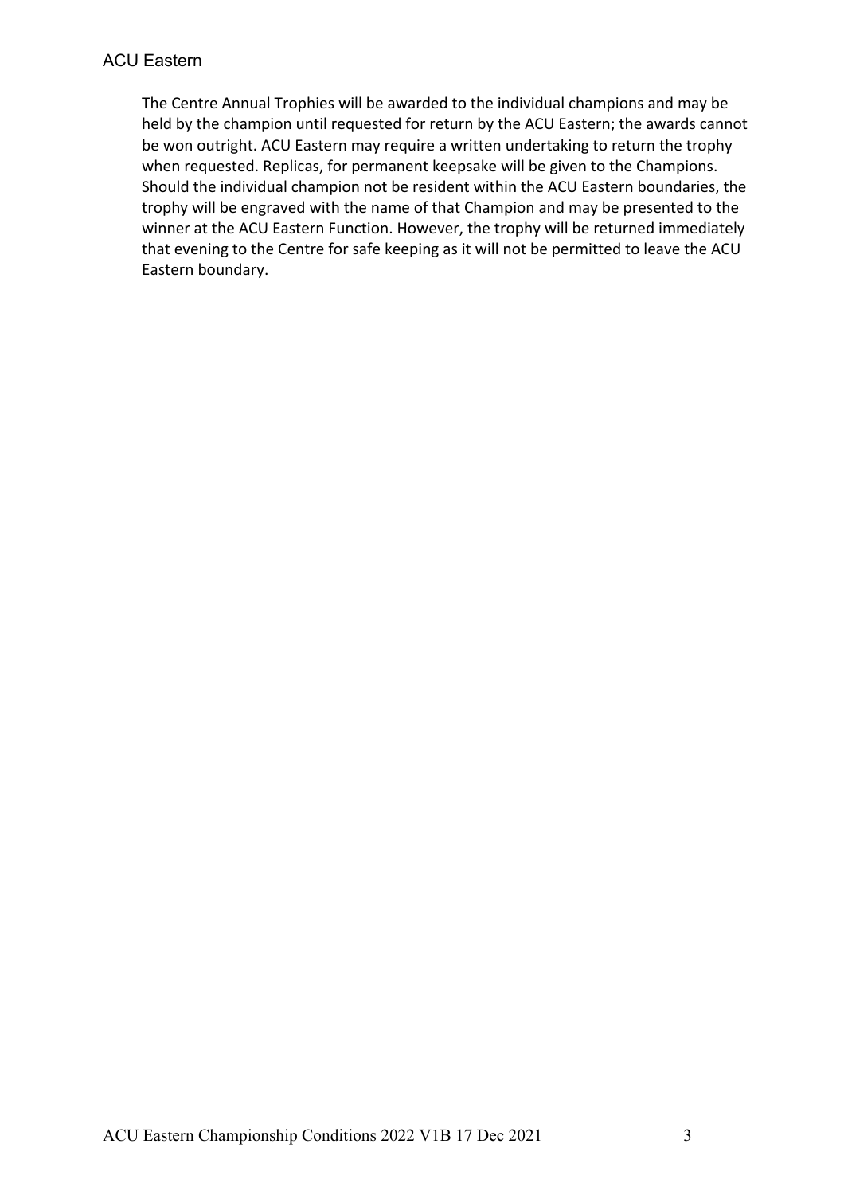The Centre Annual Trophies will be awarded to the individual champions and may be held by the champion until requested for return by the ACU Eastern; the awards cannot be won outright. ACU Eastern may require a written undertaking to return the trophy when requested. Replicas, for permanent keepsake will be given to the Champions. Should the individual champion not be resident within the ACU Eastern boundaries, the trophy will be engraved with the name of that Champion and may be presented to the winner at the ACU Eastern Function. However, the trophy will be returned immediately that evening to the Centre for safe keeping as it will not be permitted to leave the ACU Eastern boundary.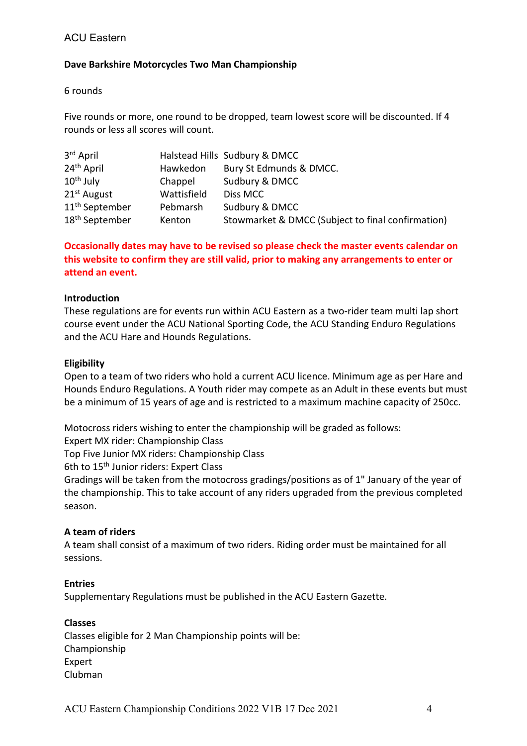ACU Eastern

**Dave Barkshire Motorcycles Two Man Championship**

6 rounds

Five rounds or more, one round to be dropped, team lowest score will be discounted. If 4 rounds or less all scores will count.

| | | |
|---|---|---|
| 3rd April | Halstead Hills | Sudbury & DMCC |
| 24th April | Hawkedon | Bury St Edmunds & DMCC. |
| 10th July | Chappel | Sudbury & DMCC |
| 21st August | Wattisfield | Diss MCC |
| 11th September | Pebmarsh | Sudbury & DMCC |
| 18th September | Kenton | Stowmarket & DMCC (Subject to final confirmation) |

**Occasionally dates may have to be revised so please check the master events calendar on this website to confirm they are still valid, prior to making any arrangements to enter or attend an event.**

**Introduction**

These regulations are for events run within ACU Eastern as a two-rider team multi lap short course event under the ACU National Sporting Code, the ACU Standing Enduro Regulations and the ACU Hare and Hounds Regulations.

**Eligibility**

Open to a team of two riders who hold a current ACU licence. Minimum age as per Hare and Hounds Enduro Regulations. A Youth rider may compete as an Adult in these events but must be a minimum of 15 years of age and is restricted to a maximum machine capacity of 250cc.

Motocross riders wishing to enter the championship will be graded as follows:
Expert MX rider: Championship Class
Top Five Junior MX riders: Championship Class
6th to 15th Junior riders: Expert Class
Gradings will be taken from the motocross gradings/positions as of 1" January of the year of the championship. This to take account of any riders upgraded from the previous completed season.

**A team of riders**

A team shall consist of a maximum of two riders. Riding order must be maintained for all sessions.

**Entries**

Supplementary Regulations must be published in the ACU Eastern Gazette.

**Classes**

Classes eligible for 2 Man Championship points will be:
Championship
Expert
Clubman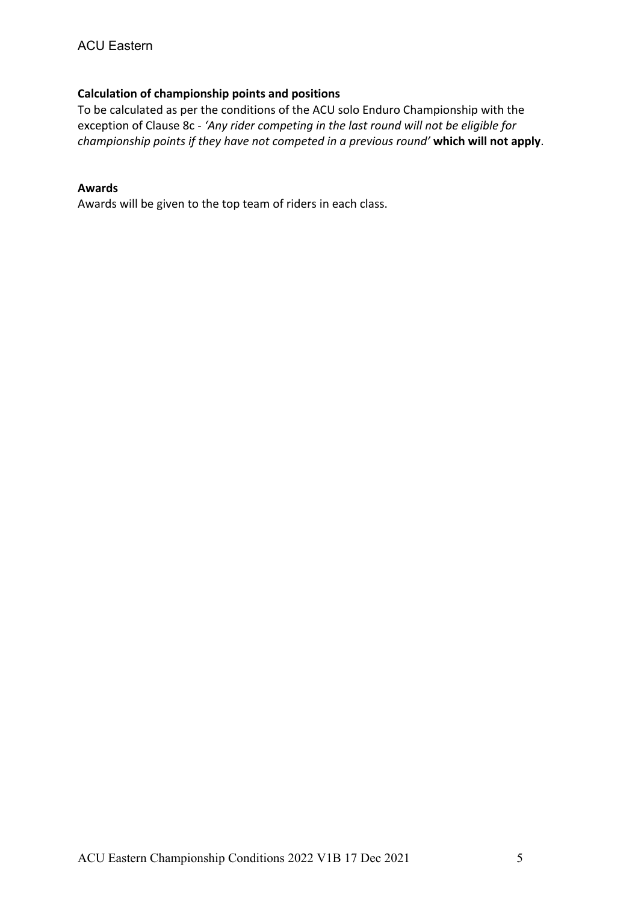**Calculation of championship points and positions**

To be calculated as per the conditions of the ACU solo Enduro Championship with the exception of Clause 8c - *'Any rider competing in the last round will not be eligible for championship points if they have not competed in a previous round'* **which will not apply**.

**Awards**

Awards will be given to the top team of riders in each class.